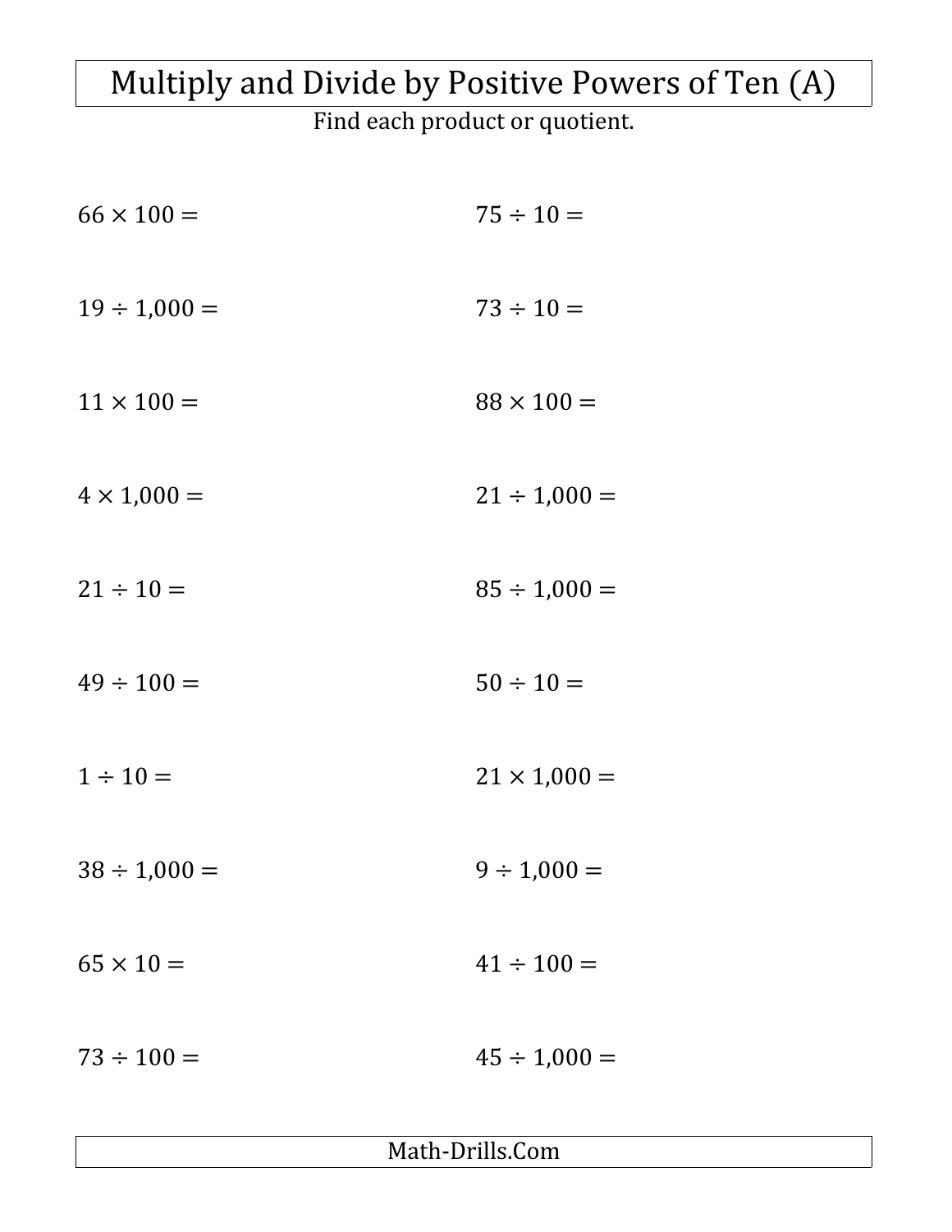# Multiply and Divide by Positive Powers of Ten (A)

Find each product or quotient.

$66 \times 100 =$

$75 \div 10 =$

$19 \div 1{,}000 =$

$73 \div 10 =$

$11 \times 100 =$

$88 \times 100 =$

$4 \times 1{,}000 =$

$21 \div 1{,}000 =$

$21 \div 10 =$

$85 \div 1{,}000 =$

$49 \div 100 =$

$50 \div 10 =$

$1 \div 10 =$

$21 \times 1{,}000 =$

$38 \div 1{,}000 =$

$9 \div 1{,}000 =$

$65 \times 10 =$

$41 \div 100 =$

$73 \div 100 =$

$45 \div 1{,}000 =$

Math-Drills.Com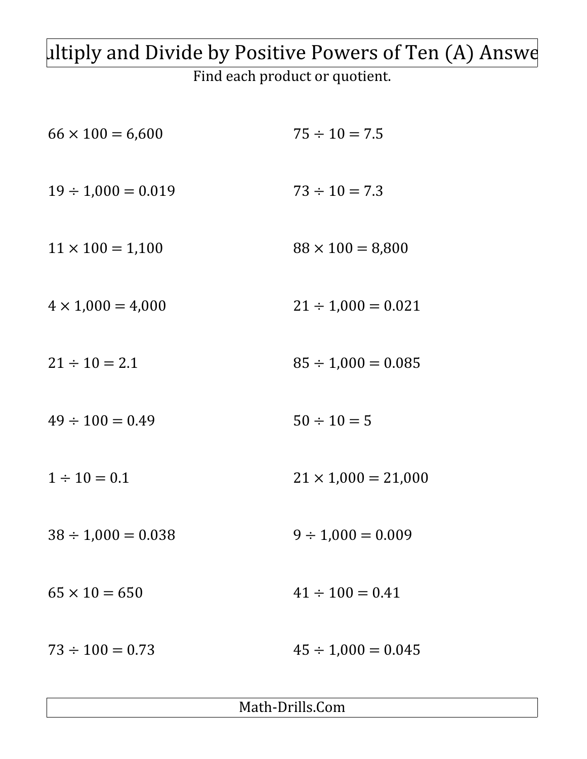# ultiply and Divide by Positive Powers of Ten (A) Answe

Find each product or quotient.

$66 \times 100 = 6{,}600$

$75 \div 10 = 7.5$

$19 \div 1{,}000 = 0.019$

$73 \div 10 = 7.3$

$11 \times 100 = 1{,}100$

$88 \times 100 = 8{,}800$

$4 \times 1{,}000 = 4{,}000$

$21 \div 1{,}000 = 0.021$

$21 \div 10 = 2.1$

$85 \div 1{,}000 = 0.085$

$49 \div 100 = 0.49$

$50 \div 10 = 5$

$1 \div 10 = 0.1$

$21 \times 1{,}000 = 21{,}000$

$38 \div 1{,}000 = 0.038$

$9 \div 1{,}000 = 0.009$

$65 \times 10 = 650$

$41 \div 100 = 0.41$

$73 \div 100 = 0.73$

$45 \div 1{,}000 = 0.045$

Math-Drills.Com